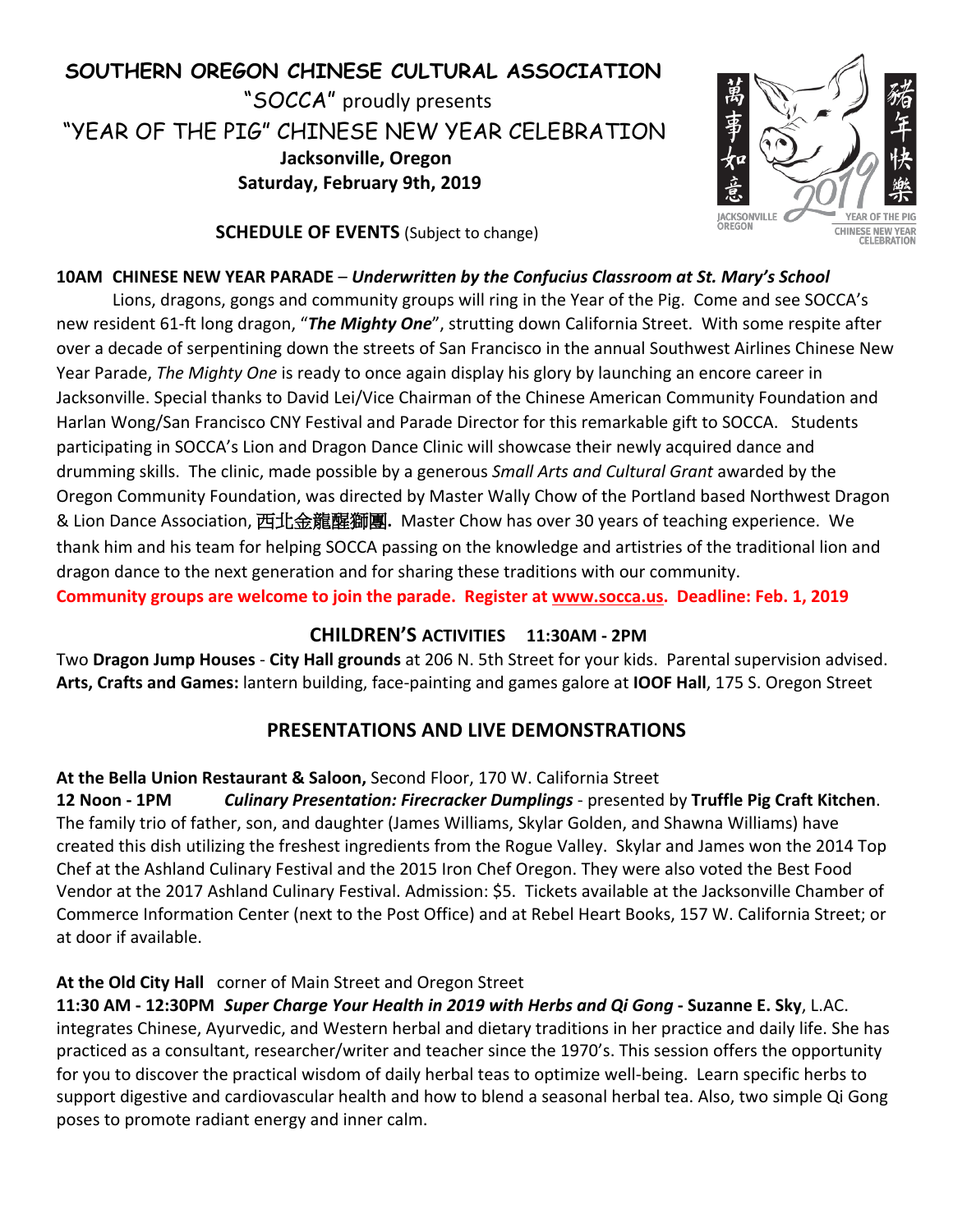# SOUTHERN OREGON CHINESE CULTURAL ASSOCIATION

"SOCCA" proudly presents

## "YEAR OF THE PIG" CHINESE NEW YEAR CELEBRATION

**Jacksonville, Oregon**

**Saturday, February 9th, 2019**

**SCHEDULE OF EVENTS** (Subject to change)

**10AM CHINESE NEW YEAR PARADE** – ***Underwritten by the Confucius Classroom at St. Mary's School***

Lions, dragons, gongs and community groups will ring in the Year of the Pig. Come and see SOCCA's new resident 61-ft long dragon, "***The Mighty One***", strutting down California Street. With some respite after over a decade of serpentining down the streets of San Francisco in the annual Southwest Airlines Chinese New Year Parade, *The Mighty One* is ready to once again display his glory by launching an encore career in Jacksonville. Special thanks to David Lei/Vice Chairman of the Chinese American Community Foundation and Harlan Wong/San Francisco CNY Festival and Parade Director for this remarkable gift to SOCCA. Students participating in SOCCA's Lion and Dragon Dance Clinic will showcase their newly acquired dance and drumming skills. The clinic, made possible by a generous *Small Arts and Cultural Grant* awarded by the Oregon Community Foundation, was directed by Master Wally Chow of the Portland based Northwest Dragon & Lion Dance Association, **西北金龍醒獅團.** Master Chow has over 30 years of teaching experience. We thank him and his team for helping SOCCA passing on the knowledge and artistries of the traditional lion and dragon dance to the next generation and for sharing these traditions with our community.

**Community groups are welcome to join the parade. Register at www.socca.us. Deadline: Feb. 1, 2019**

## CHILDREN'S ACTIVITIES 11:30AM - 2PM

Two **Dragon Jump Houses** - **City Hall grounds** at 206 N. 5th Street for your kids. Parental supervision advised.

**Arts, Crafts and Games:** lantern building, face-painting and games galore at **IOOF Hall**, 175 S. Oregon Street

## PRESENTATIONS AND LIVE DEMONSTRATIONS

**At the Bella Union Restaurant & Saloon,** Second Floor, 170 W. California Street

**12 Noon - 1PM** ***Culinary Presentation: Firecracker Dumplings*** - presented by **Truffle Pig Craft Kitchen**. The family trio of father, son, and daughter (James Williams, Skylar Golden, and Shawna Williams) have created this dish utilizing the freshest ingredients from the Rogue Valley. Skylar and James won the 2014 Top Chef at the Ashland Culinary Festival and the 2015 Iron Chef Oregon. They were also voted the Best Food Vendor at the 2017 Ashland Culinary Festival. Admission: $5. Tickets available at the Jacksonville Chamber of Commerce Information Center (next to the Post Office) and at Rebel Heart Books, 157 W. California Street; or at door if available.

**At the Old City Hall** corner of Main Street and Oregon Street

**11:30 AM - 12:30PM** ***Super Charge Your Health in 2019 with Herbs and Qi Gong*** **- Suzanne E. Sky**, L.AC. integrates Chinese, Ayurvedic, and Western herbal and dietary traditions in her practice and daily life. She has practiced as a consultant, researcher/writer and teacher since the 1970's. This session offers the opportunity for you to discover the practical wisdom of daily herbal teas to optimize well-being. Learn specific herbs to support digestive and cardiovascular health and how to blend a seasonal herbal tea. Also, two simple Qi Gong poses to promote radiant energy and inner calm.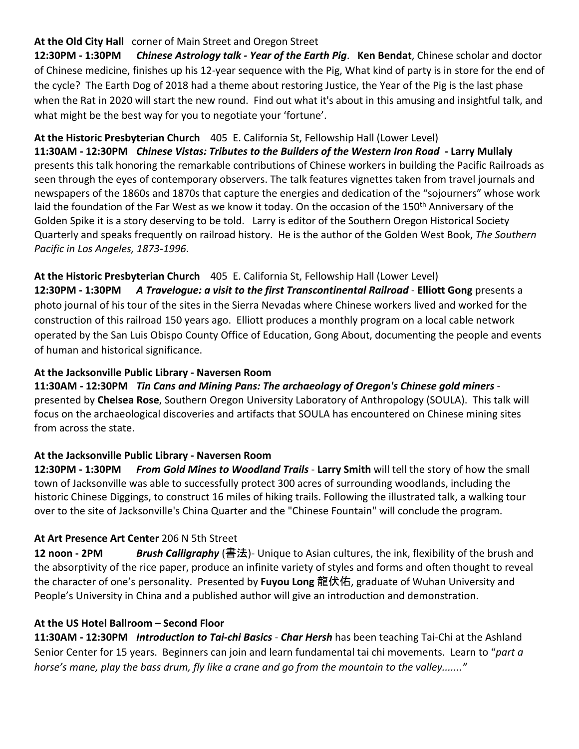**At the Old City Hall** corner of Main Street and Oregon Street

**12:30PM - 1:30PM** ***Chinese Astrology talk - Year of the Earth Pig***. **Ken Bendat**, Chinese scholar and doctor of Chinese medicine, finishes up his 12-year sequence with the Pig, What kind of party is in store for the end of the cycle? The Earth Dog of 2018 had a theme about restoring Justice, the Year of the Pig is the last phase when the Rat in 2020 will start the new round. Find out what it's about in this amusing and insightful talk, and what might be the best way for you to negotiate your 'fortune'.

**At the Historic Presbyterian Church** 405 E. California St, Fellowship Hall (Lower Level)

**11:30AM - 12:30PM** ***Chinese Vistas: Tributes to the Builders of the Western Iron Road*** **- Larry Mullaly** presents this talk honoring the remarkable contributions of Chinese workers in building the Pacific Railroads as seen through the eyes of contemporary observers. The talk features vignettes taken from travel journals and newspapers of the 1860s and 1870s that capture the energies and dedication of the "sojourners" whose work laid the foundation of the Far West as we know it today. On the occasion of the 150th Anniversary of the Golden Spike it is a story deserving to be told. Larry is editor of the Southern Oregon Historical Society Quarterly and speaks frequently on railroad history. He is the author of the Golden West Book, *The Southern Pacific in Los Angeles, 1873-1996*.

**At the Historic Presbyterian Church** 405 E. California St, Fellowship Hall (Lower Level)

**12:30PM - 1:30PM** ***A Travelogue: a visit to the first Transcontinental Railroad*** - **Elliott Gong** presents a photo journal of his tour of the sites in the Sierra Nevadas where Chinese workers lived and worked for the construction of this railroad 150 years ago. Elliott produces a monthly program on a local cable network operated by the San Luis Obispo County Office of Education, Gong About, documenting the people and events of human and historical significance.

**At the Jacksonville Public Library - Naversen Room**

**11:30AM - 12:30PM** ***Tin Cans and Mining Pans: The archaeology of Oregon's Chinese gold miners*** - presented by **Chelsea Rose**, Southern Oregon University Laboratory of Anthropology (SOULA). This talk will focus on the archaeological discoveries and artifacts that SOULA has encountered on Chinese mining sites from across the state.

**At the Jacksonville Public Library - Naversen Room**

**12:30PM - 1:30PM** ***From Gold Mines to Woodland Trails*** - **Larry Smith** will tell the story of how the small town of Jacksonville was able to successfully protect 300 acres of surrounding woodlands, including the historic Chinese Diggings, to construct 16 miles of hiking trails. Following the illustrated talk, a walking tour over to the site of Jacksonville's China Quarter and the "Chinese Fountain" will conclude the program.

**At Art Presence Art Center** 206 N 5th Street

**12 noon - 2PM** ***Brush Calligraphy*** (**書法**)- Unique to Asian cultures, the ink, flexibility of the brush and the absorptivity of the rice paper, produce an infinite variety of styles and forms and often thought to reveal the character of one's personality. Presented by **Fuyou Long 龍伏佑**, graduate of Wuhan University and People's University in China and a published author will give an introduction and demonstration.

**At the US Hotel Ballroom – Second Floor**

**11:30AM - 12:30PM** ***Introduction to Tai-chi Basics*** - ***Char Hersh*** has been teaching Tai-Chi at the Ashland Senior Center for 15 years. Beginners can join and learn fundamental tai chi movements. Learn to "*part a horse's mane, play the bass drum, fly like a crane and go from the mountain to the valley......."*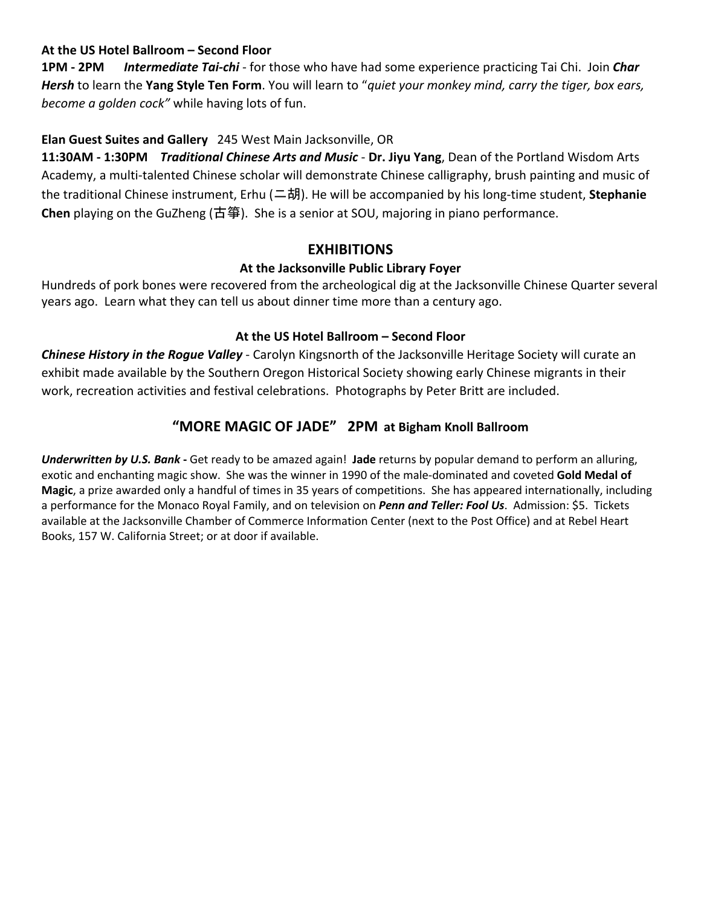**At the US Hotel Ballroom – Second Floor**

**1PM - 2PM** ***Intermediate Tai-chi*** - for those who have had some experience practicing Tai Chi. Join ***Char Hersh*** to learn the **Yang Style Ten Form**. You will learn to "*quiet your monkey mind, carry the tiger, box ears, become a golden cock"* while having lots of fun.

**Elan Guest Suites and Gallery** 245 West Main Jacksonville, OR

**11:30AM - 1:30PM** ***Traditional Chinese Arts and Music*** - **Dr. Jiyu Yang**, Dean of the Portland Wisdom Arts Academy, a multi-talented Chinese scholar will demonstrate Chinese calligraphy, brush painting and music of the traditional Chinese instrument, Erhu (二胡). He will be accompanied by his long-time student, **Stephanie Chen** playing on the GuZheng (古筝). She is a senior at SOU, majoring in piano performance.

## EXHIBITIONS

**At the Jacksonville Public Library Foyer**

Hundreds of pork bones were recovered from the archeological dig at the Jacksonville Chinese Quarter several years ago. Learn what they can tell us about dinner time more than a century ago.

**At the US Hotel Ballroom – Second Floor**

***Chinese History in the Rogue Valley*** - Carolyn Kingsnorth of the Jacksonville Heritage Society will curate an exhibit made available by the Southern Oregon Historical Society showing early Chinese migrants in their work, recreation activities and festival celebrations. Photographs by Peter Britt are included.

## "MORE MAGIC OF JADE" 2PM at Bigham Knoll Ballroom

***Underwritten by U.S. Bank*** **-** Get ready to be amazed again! **Jade** returns by popular demand to perform an alluring, exotic and enchanting magic show. She was the winner in 1990 of the male-dominated and coveted **Gold Medal of Magic**, a prize awarded only a handful of times in 35 years of competitions. She has appeared internationally, including a performance for the Monaco Royal Family, and on television on ***Penn and Teller: Fool Us***. Admission: $5. Tickets available at the Jacksonville Chamber of Commerce Information Center (next to the Post Office) and at Rebel Heart Books, 157 W. California Street; or at door if available.